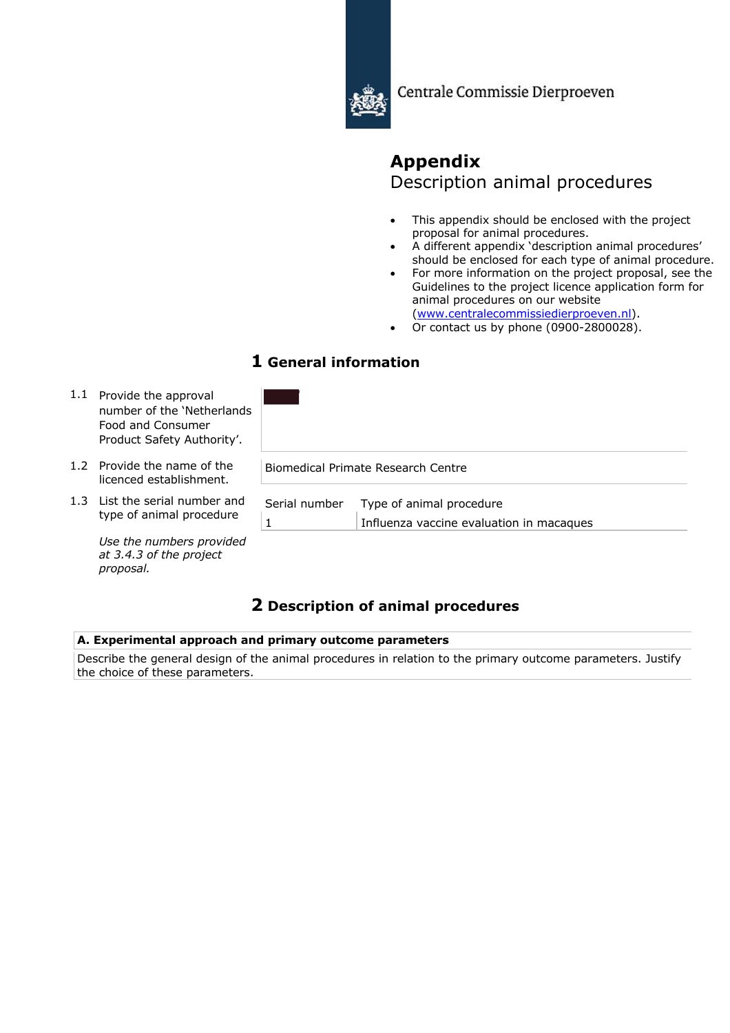Centrale Commissie Dierproeven

# Appendix

## Description animal procedures

- This appendix should be enclosed with the project proposal for animal procedures.
- A different appendix 'description animal procedures' should be enclosed for each type of animal procedure.
- For more information on the project proposal, see the Guidelines to the project licence application form for animal procedures on our website (www.centralecommissiedierproeven.nl).
- Or contact us by phone (0900-2800028).

## 1 General information

1.1 Provide the approval number of the 'Netherlands Food and Consumer Product Safety Authority'.

1.2 Provide the name of the licenced establishment.

Biomedical Primate Research Centre

1.3 List the serial number and type of animal procedure

*Use the numbers provided at 3.4.3 of the project proposal.*

| Serial number | Type of animal procedure |
|---|---|
| 1 | Influenza vaccine evaluation in macaques |

## 2 Description of animal procedures

**A. Experimental approach and primary outcome parameters**

Describe the general design of the animal procedures in relation to the primary outcome parameters. Justify the choice of these parameters.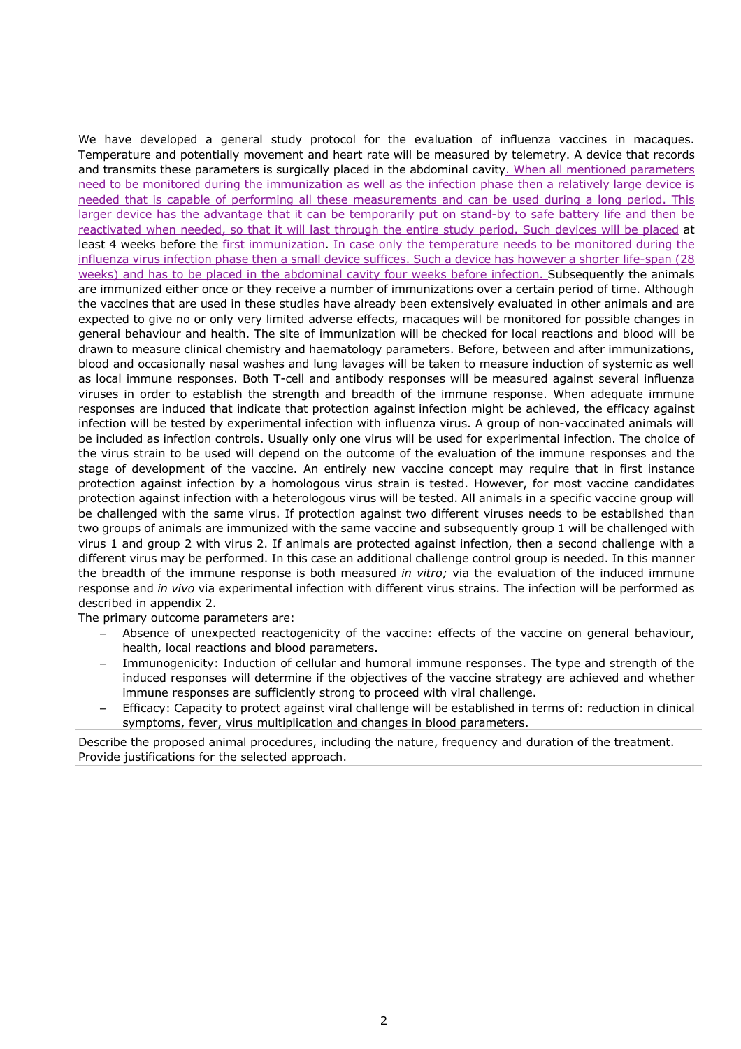We have developed a general study protocol for the evaluation of influenza vaccines in macaques. Temperature and potentially movement and heart rate will be measured by telemetry. A device that records and transmits these parameters is surgically placed in the abdominal cavity. When all mentioned parameters need to be monitored during the immunization as well as the infection phase then a relatively large device is needed that is capable of performing all these measurements and can be used during a long period. This larger device has the advantage that it can be temporarily put on stand-by to safe battery life and then be reactivated when needed, so that it will last through the entire study period. Such devices will be placed at least 4 weeks before the first immunization. In case only the temperature needs to be monitored during the influenza virus infection phase then a small device suffices. Such a device has however a shorter life-span (28 weeks) and has to be placed in the abdominal cavity four weeks before infection. Subsequently the animals are immunized either once or they receive a number of immunizations over a certain period of time. Although the vaccines that are used in these studies have already been extensively evaluated in other animals and are expected to give no or only very limited adverse effects, macaques will be monitored for possible changes in general behaviour and health. The site of immunization will be checked for local reactions and blood will be drawn to measure clinical chemistry and haematology parameters. Before, between and after immunizations, blood and occasionally nasal washes and lung lavages will be taken to measure induction of systemic as well as local immune responses. Both T-cell and antibody responses will be measured against several influenza viruses in order to establish the strength and breadth of the immune response. When adequate immune responses are induced that indicate that protection against infection might be achieved, the efficacy against infection will be tested by experimental infection with influenza virus. A group of non-vaccinated animals will be included as infection controls. Usually only one virus will be used for experimental infection. The choice of the virus strain to be used will depend on the outcome of the evaluation of the immune responses and the stage of development of the vaccine. An entirely new vaccine concept may require that in first instance protection against infection by a homologous virus strain is tested. However, for most vaccine candidates protection against infection with a heterologous virus will be tested. All animals in a specific vaccine group will be challenged with the same virus. If protection against two different viruses needs to be established than two groups of animals are immunized with the same vaccine and subsequently group 1 will be challenged with virus 1 and group 2 with virus 2. If animals are protected against infection, then a second challenge with a different virus may be performed. In this case an additional challenge control group is needed. In this manner the breadth of the immune response is both measured *in vitro;* via the evaluation of the induced immune response and *in vivo* via experimental infection with different virus strains. The infection will be performed as described in appendix 2.

The primary outcome parameters are:

- Absence of unexpected reactogenicity of the vaccine: effects of the vaccine on general behaviour, health, local reactions and blood parameters.
- Immunogenicity: Induction of cellular and humoral immune responses. The type and strength of the induced responses will determine if the objectives of the vaccine strategy are achieved and whether immune responses are sufficiently strong to proceed with viral challenge.
- Efficacy: Capacity to protect against viral challenge will be established in terms of: reduction in clinical symptoms, fever, virus multiplication and changes in blood parameters.

Describe the proposed animal procedures, including the nature, frequency and duration of the treatment. Provide justifications for the selected approach.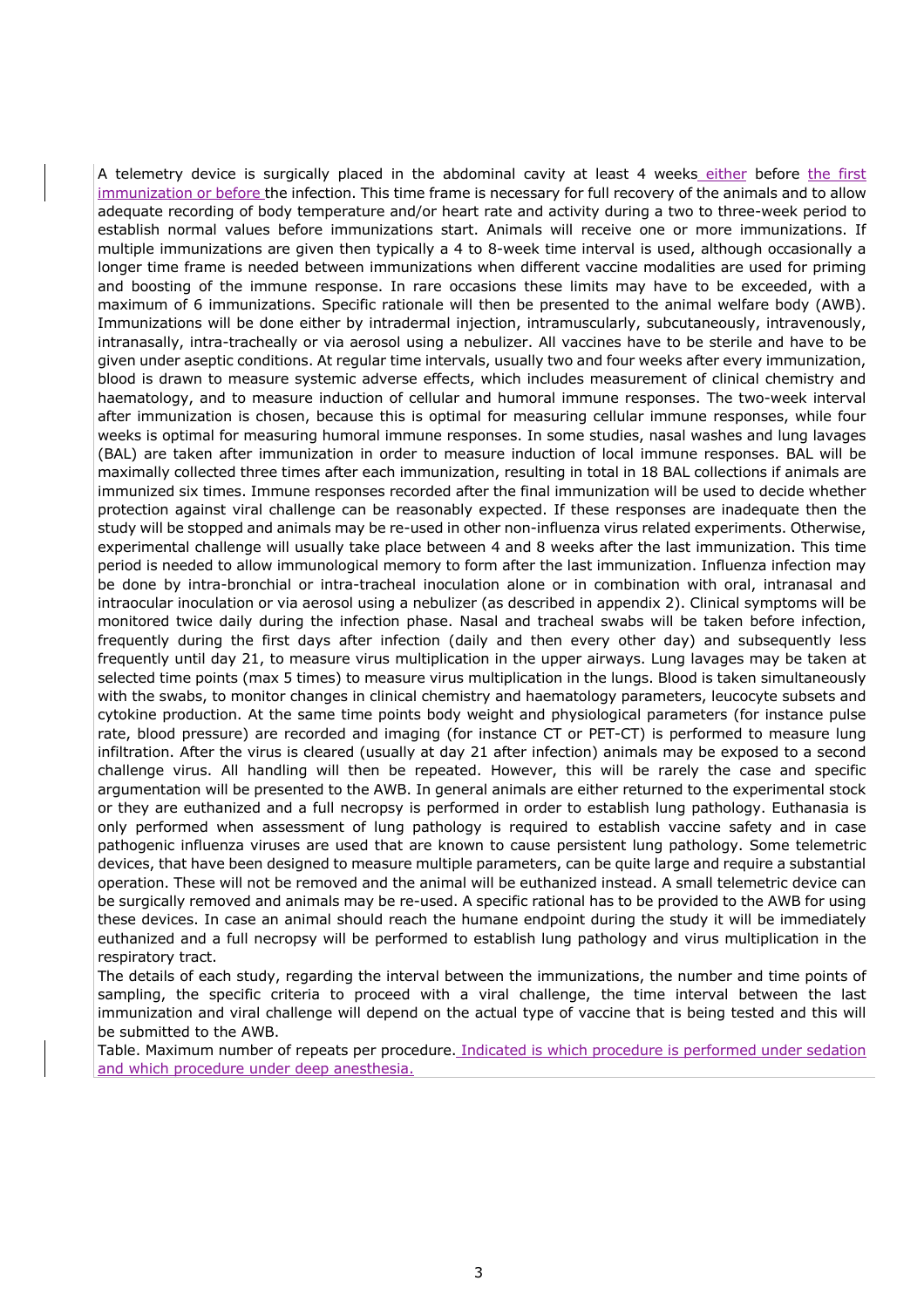A telemetry device is surgically placed in the abdominal cavity at least 4 weeks either before the first immunization or before the infection. This time frame is necessary for full recovery of the animals and to allow adequate recording of body temperature and/or heart rate and activity during a two to three-week period to establish normal values before immunizations start. Animals will receive one or more immunizations. If multiple immunizations are given then typically a 4 to 8-week time interval is used, although occasionally a longer time frame is needed between immunizations when different vaccine modalities are used for priming and boosting of the immune response. In rare occasions these limits may have to be exceeded, with a maximum of 6 immunizations. Specific rationale will then be presented to the animal welfare body (AWB). Immunizations will be done either by intradermal injection, intramuscularly, subcutaneously, intravenously, intranasally, intra-tracheally or via aerosol using a nebulizer. All vaccines have to be sterile and have to be given under aseptic conditions. At regular time intervals, usually two and four weeks after every immunization, blood is drawn to measure systemic adverse effects, which includes measurement of clinical chemistry and haematology, and to measure induction of cellular and humoral immune responses. The two-week interval after immunization is chosen, because this is optimal for measuring cellular immune responses, while four weeks is optimal for measuring humoral immune responses. In some studies, nasal washes and lung lavages (BAL) are taken after immunization in order to measure induction of local immune responses. BAL will be maximally collected three times after each immunization, resulting in total in 18 BAL collections if animals are immunized six times. Immune responses recorded after the final immunization will be used to decide whether protection against viral challenge can be reasonably expected. If these responses are inadequate then the study will be stopped and animals may be re-used in other non-influenza virus related experiments. Otherwise, experimental challenge will usually take place between 4 and 8 weeks after the last immunization. This time period is needed to allow immunological memory to form after the last immunization. Influenza infection may be done by intra-bronchial or intra-tracheal inoculation alone or in combination with oral, intranasal and intraocular inoculation or via aerosol using a nebulizer (as described in appendix 2). Clinical symptoms will be monitored twice daily during the infection phase. Nasal and tracheal swabs will be taken before infection, frequently during the first days after infection (daily and then every other day) and subsequently less frequently until day 21, to measure virus multiplication in the upper airways. Lung lavages may be taken at selected time points (max 5 times) to measure virus multiplication in the lungs. Blood is taken simultaneously with the swabs, to monitor changes in clinical chemistry and haematology parameters, leucocyte subsets and cytokine production. At the same time points body weight and physiological parameters (for instance pulse rate, blood pressure) are recorded and imaging (for instance CT or PET-CT) is performed to measure lung infiltration. After the virus is cleared (usually at day 21 after infection) animals may be exposed to a second challenge virus. All handling will then be repeated. However, this will be rarely the case and specific argumentation will be presented to the AWB. In general animals are either returned to the experimental stock or they are euthanized and a full necropsy is performed in order to establish lung pathology. Euthanasia is only performed when assessment of lung pathology is required to establish vaccine safety and in case pathogenic influenza viruses are used that are known to cause persistent lung pathology. Some telemetric devices, that have been designed to measure multiple parameters, can be quite large and require a substantial operation. These will not be removed and the animal will be euthanized instead. A small telemetric device can be surgically removed and animals may be re-used. A specific rational has to be provided to the AWB for using these devices. In case an animal should reach the humane endpoint during the study it will be immediately euthanized and a full necropsy will be performed to establish lung pathology and virus multiplication in the respiratory tract.

The details of each study, regarding the interval between the immunizations, the number and time points of sampling, the specific criteria to proceed with a viral challenge, the time interval between the last immunization and viral challenge will depend on the actual type of vaccine that is being tested and this will be submitted to the AWB.

Table. Maximum number of repeats per procedure. Indicated is which procedure is performed under sedation and which procedure under deep anesthesia.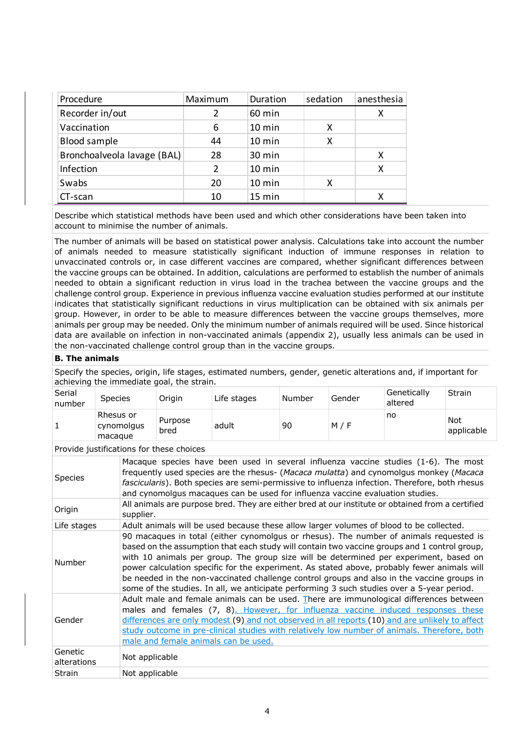| Procedure | Maximum | Duration | sedation | anesthesia |
|---|---|---|---|---|
| Recorder in/out | 2 | 60 min | | X |
| Vaccination | 6 | 10 min | X | |
| Blood sample | 44 | 10 min | X | |
| Bronchoalveola lavage (BAL) | 28 | 30 min | | X |
| Infection | 2 | 10 min | | X |
| Swabs | 20 | 10 min | X | |
| CT-scan | 10 | 15 min | | X |

Describe which statistical methods have been used and which other considerations have been taken into account to minimise the number of animals.

The number of animals will be based on statistical power analysis. Calculations take into account the number of animals needed to measure statistically significant induction of immune responses in relation to unvaccinated controls or, in case different vaccines are compared, whether significant differences between the vaccine groups can be obtained. In addition, calculations are performed to establish the number of animals needed to obtain a significant reduction in virus load in the trachea between the vaccine groups and the challenge control group. Experience in previous influenza vaccine evaluation studies performed at our institute indicates that statistically significant reductions in virus multiplication can be obtained with six animals per group. However, in order to be able to measure differences between the vaccine groups themselves, more animals per group may be needed. Only the minimum number of animals required will be used. Since historical data are available on infection in non-vaccinated animals (appendix 2), usually less animals can be used in the non-vaccinated challenge control group than in the vaccine groups.

**B. The animals**

Specify the species, origin, life stages, estimated numbers, gender, genetic alterations and, if important for achieving the immediate goal, the strain.

| Serial number | Species | Origin | Life stages | Number | Gender | Genetically altered | Strain |
|---|---|---|---|---|---|---|---|
| 1 | Rhesus or cynomolgus macaque | Purpose bred | adult | 90 | M / F | no | Not applicable |

Provide justifications for these choices

| | |
|---|---|
| Species | Macaque species have been used in several influenza vaccine studies (1-6). The most frequently used species are the rhesus- (*Macaca mulatta*) and cynomolgus monkey (*Macaca fascicularis*). Both species are semi-permissive to influenza infection. Therefore, both rhesus and cynomolgus macaques can be used for influenza vaccine evaluation studies. |
| Origin | All animals are purpose bred. They are either bred at our institute or obtained from a certified supplier. |
| Life stages | Adult animals will be used because these allow larger volumes of blood to be collected. |
| Number | 90 macaques in total (either cynomolgus or rhesus). The number of animals requested is based on the assumption that each study will contain two vaccine groups and 1 control group, with 10 animals per group. The group size will be determined per experiment, based on power calculation specific for the experiment. As stated above, probably fewer animals will be needed in the non-vaccinated challenge control groups and also in the vaccine groups in some of the studies. In all, we anticipate performing 3 such studies over a 5-year period. |
| Gender | Adult male and female animals can be used. There are immunological differences between males and females (7, 8). However, for influenza vaccine induced responses these differences are only modest (9) and not observed in all reports (10) and are unlikely to affect study outcome in pre-clinical studies with relatively low number of animals. Therefore, both male and female animals can be used. |
| Genetic alterations | Not applicable |
| Strain | Not applicable |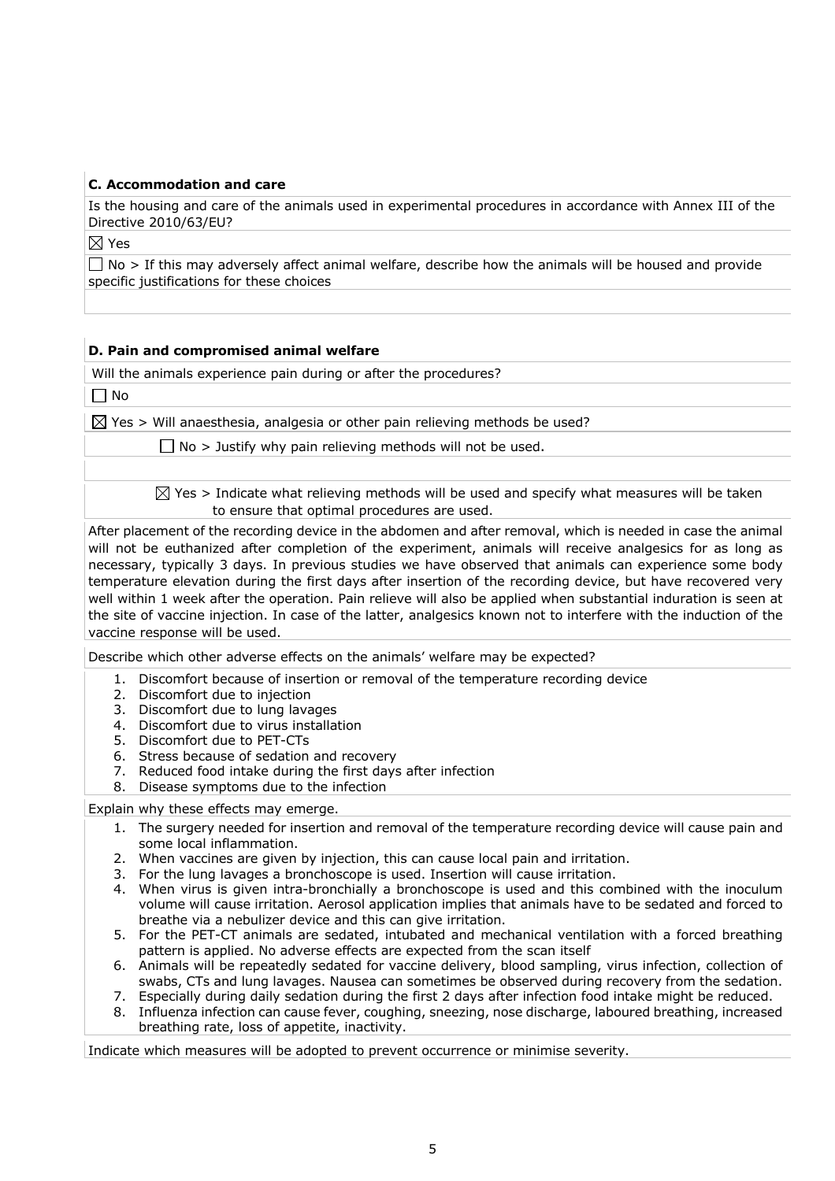### C. Accommodation and care

Is the housing and care of the animals used in experimental procedures in accordance with Annex III of the Directive 2010/63/EU?

☒ Yes

☐ No > If this may adversely affect animal welfare, describe how the animals will be housed and provide specific justifications for these choices

### D. Pain and compromised animal welfare

Will the animals experience pain during or after the procedures?

☐ No

☒ Yes > Will anaesthesia, analgesia or other pain relieving methods be used?

☐ No > Justify why pain relieving methods will not be used.

☒ Yes > Indicate what relieving methods will be used and specify what measures will be taken to ensure that optimal procedures are used.

After placement of the recording device in the abdomen and after removal, which is needed in case the animal will not be euthanized after completion of the experiment, animals will receive analgesics for as long as necessary, typically 3 days. In previous studies we have observed that animals can experience some body temperature elevation during the first days after insertion of the recording device, but have recovered very well within 1 week after the operation. Pain relieve will also be applied when substantial induration is seen at the site of vaccine injection. In case of the latter, analgesics known not to interfere with the induction of the vaccine response will be used.

Describe which other adverse effects on the animals' welfare may be expected?

1. Discomfort because of insertion or removal of the temperature recording device
2. Discomfort due to injection
3. Discomfort due to lung lavages
4. Discomfort due to virus installation
5. Discomfort due to PET-CTs
6. Stress because of sedation and recovery
7. Reduced food intake during the first days after infection
8. Disease symptoms due to the infection

Explain why these effects may emerge.

1. The surgery needed for insertion and removal of the temperature recording device will cause pain and some local inflammation.
2. When vaccines are given by injection, this can cause local pain and irritation.
3. For the lung lavages a bronchoscope is used. Insertion will cause irritation.
4. When virus is given intra-bronchially a bronchoscope is used and this combined with the inoculum volume will cause irritation. Aerosol application implies that animals have to be sedated and forced to breathe via a nebulizer device and this can give irritation.
5. For the PET-CT animals are sedated, intubated and mechanical ventilation with a forced breathing pattern is applied. No adverse effects are expected from the scan itself
6. Animals will be repeatedly sedated for vaccine delivery, blood sampling, virus infection, collection of swabs, CTs and lung lavages. Nausea can sometimes be observed during recovery from the sedation.
7. Especially during daily sedation during the first 2 days after infection food intake might be reduced.
8. Influenza infection can cause fever, coughing, sneezing, nose discharge, laboured breathing, increased breathing rate, loss of appetite, inactivity.

Indicate which measures will be adopted to prevent occurrence or minimise severity.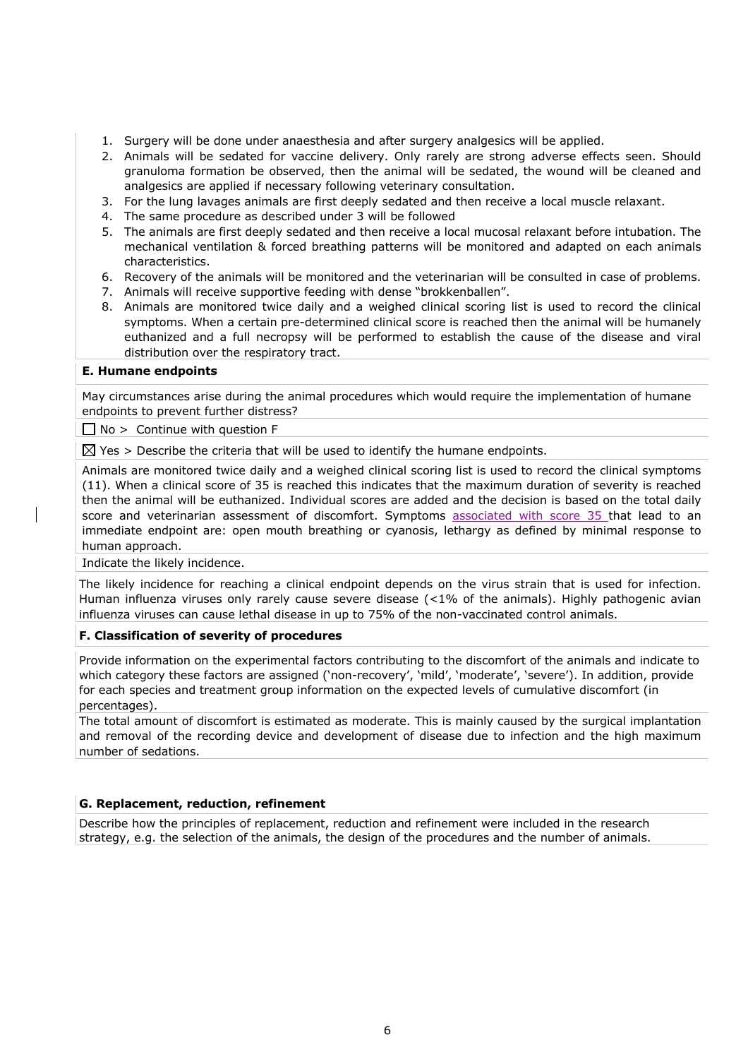1. Surgery will be done under anaesthesia and after surgery analgesics will be applied.
2. Animals will be sedated for vaccine delivery. Only rarely are strong adverse effects seen. Should granuloma formation be observed, then the animal will be sedated, the wound will be cleaned and analgesics are applied if necessary following veterinary consultation.
3. For the lung lavages animals are first deeply sedated and then receive a local muscle relaxant.
4. The same procedure as described under 3 will be followed
5. The animals are first deeply sedated and then receive a local mucosal relaxant before intubation. The mechanical ventilation & forced breathing patterns will be monitored and adapted on each animals characteristics.
6. Recovery of the animals will be monitored and the veterinarian will be consulted in case of problems.
7. Animals will receive supportive feeding with dense "brokkenballen".
8. Animals are monitored twice daily and a weighed clinical scoring list is used to record the clinical symptoms. When a certain pre-determined clinical score is reached then the animal will be humanely euthanized and a full necropsy will be performed to establish the cause of the disease and viral distribution over the respiratory tract.

**E. Humane endpoints**

May circumstances arise during the animal procedures which would require the implementation of humane endpoints to prevent further distress?

☐ No > Continue with question F

☒ Yes > Describe the criteria that will be used to identify the humane endpoints.

Animals are monitored twice daily and a weighed clinical scoring list is used to record the clinical symptoms (11). When a clinical score of 35 is reached this indicates that the maximum duration of severity is reached then the animal will be euthanized. Individual scores are added and the decision is based on the total daily score and veterinarian assessment of discomfort. Symptoms associated with score 35 that lead to an immediate endpoint are: open mouth breathing or cyanosis, lethargy as defined by minimal response to human approach.

Indicate the likely incidence.

The likely incidence for reaching a clinical endpoint depends on the virus strain that is used for infection. Human influenza viruses only rarely cause severe disease (<1% of the animals). Highly pathogenic avian influenza viruses can cause lethal disease in up to 75% of the non-vaccinated control animals.

**F. Classification of severity of procedures**

Provide information on the experimental factors contributing to the discomfort of the animals and indicate to which category these factors are assigned ('non-recovery', 'mild', 'moderate', 'severe'). In addition, provide for each species and treatment group information on the expected levels of cumulative discomfort (in percentages).

The total amount of discomfort is estimated as moderate. This is mainly caused by the surgical implantation and removal of the recording device and development of disease due to infection and the high maximum number of sedations.

**G. Replacement, reduction, refinement**

Describe how the principles of replacement, reduction and refinement were included in the research strategy, e.g. the selection of the animals, the design of the procedures and the number of animals.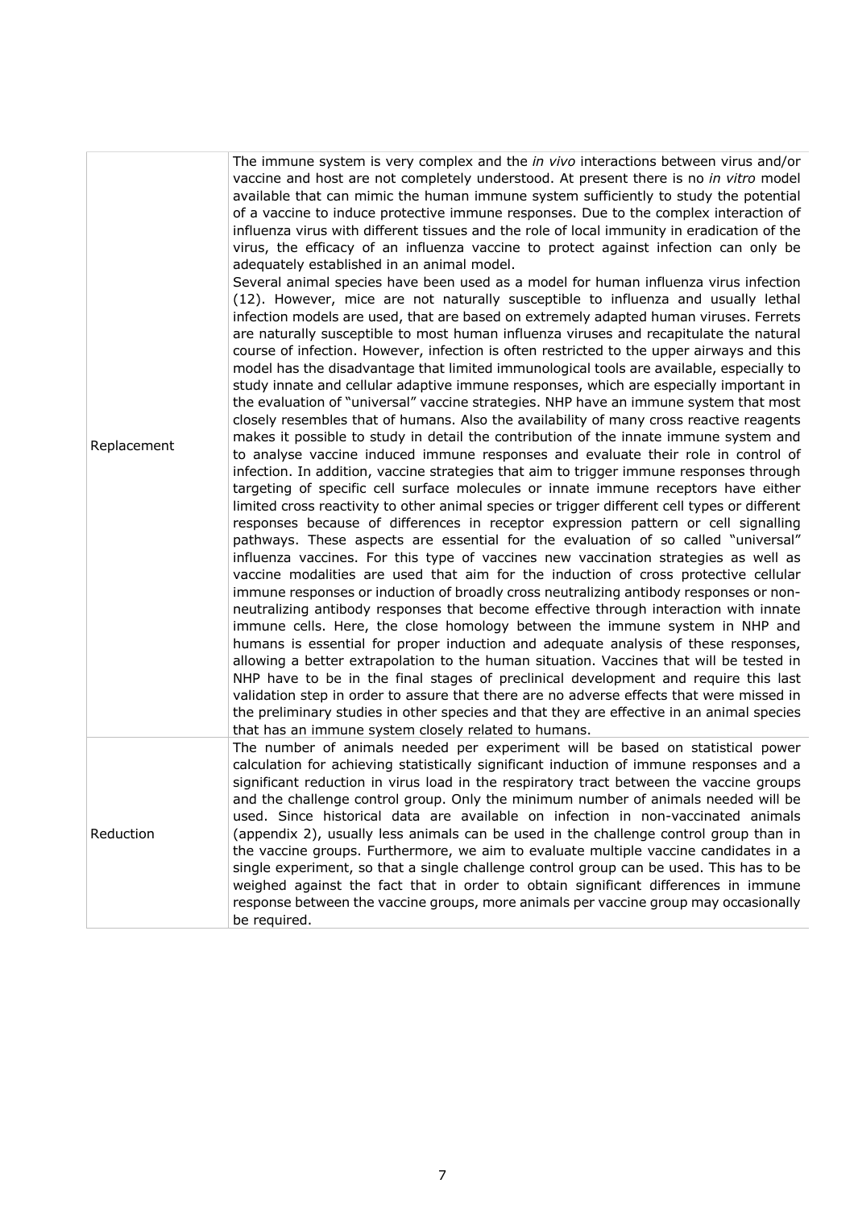| | |
|---|---|
| Replacement | The immune system is very complex and the *in vivo* interactions between virus and/or vaccine and host are not completely understood. At present there is no *in vitro* model available that can mimic the human immune system sufficiently to study the potential of a vaccine to induce protective immune responses. Due to the complex interaction of influenza virus with different tissues and the role of local immunity in eradication of the virus, the efficacy of an influenza vaccine to protect against infection can only be adequately established in an animal model.<br>Several animal species have been used as a model for human influenza virus infection (12). However, mice are not naturally susceptible to influenza and usually lethal infection models are used, that are based on extremely adapted human viruses. Ferrets are naturally susceptible to most human influenza viruses and recapitulate the natural course of infection. However, infection is often restricted to the upper airways and this model has the disadvantage that limited immunological tools are available, especially to study innate and cellular adaptive immune responses, which are especially important in the evaluation of "universal" vaccine strategies. NHP have an immune system that most closely resembles that of humans. Also the availability of many cross reactive reagents makes it possible to study in detail the contribution of the innate immune system and to analyse vaccine induced immune responses and evaluate their role in control of infection. In addition, vaccine strategies that aim to trigger immune responses through targeting of specific cell surface molecules or innate immune receptors have either limited cross reactivity to other animal species or trigger different cell types or different responses because of differences in receptor expression pattern or cell signalling pathways. These aspects are essential for the evaluation of so called "universal" influenza vaccines. For this type of vaccines new vaccination strategies as well as vaccine modalities are used that aim for the induction of cross protective cellular immune responses or induction of broadly cross neutralizing antibody responses or non-neutralizing antibody responses that become effective through interaction with innate immune cells. Here, the close homology between the immune system in NHP and humans is essential for proper induction and adequate analysis of these responses, allowing a better extrapolation to the human situation. Vaccines that will be tested in NHP have to be in the final stages of preclinical development and require this last validation step in order to assure that there are no adverse effects that were missed in the preliminary studies in other species and that they are effective in an animal species that has an immune system closely related to humans. |
| Reduction | The number of animals needed per experiment will be based on statistical power calculation for achieving statistically significant induction of immune responses and a significant reduction in virus load in the respiratory tract between the vaccine groups and the challenge control group. Only the minimum number of animals needed will be used. Since historical data are available on infection in non-vaccinated animals (appendix 2), usually less animals can be used in the challenge control group than in the vaccine groups. Furthermore, we aim to evaluate multiple vaccine candidates in a single experiment, so that a single challenge control group can be used. This has to be weighed against the fact that in order to obtain significant differences in immune response between the vaccine groups, more animals per vaccine group may occasionally be required. |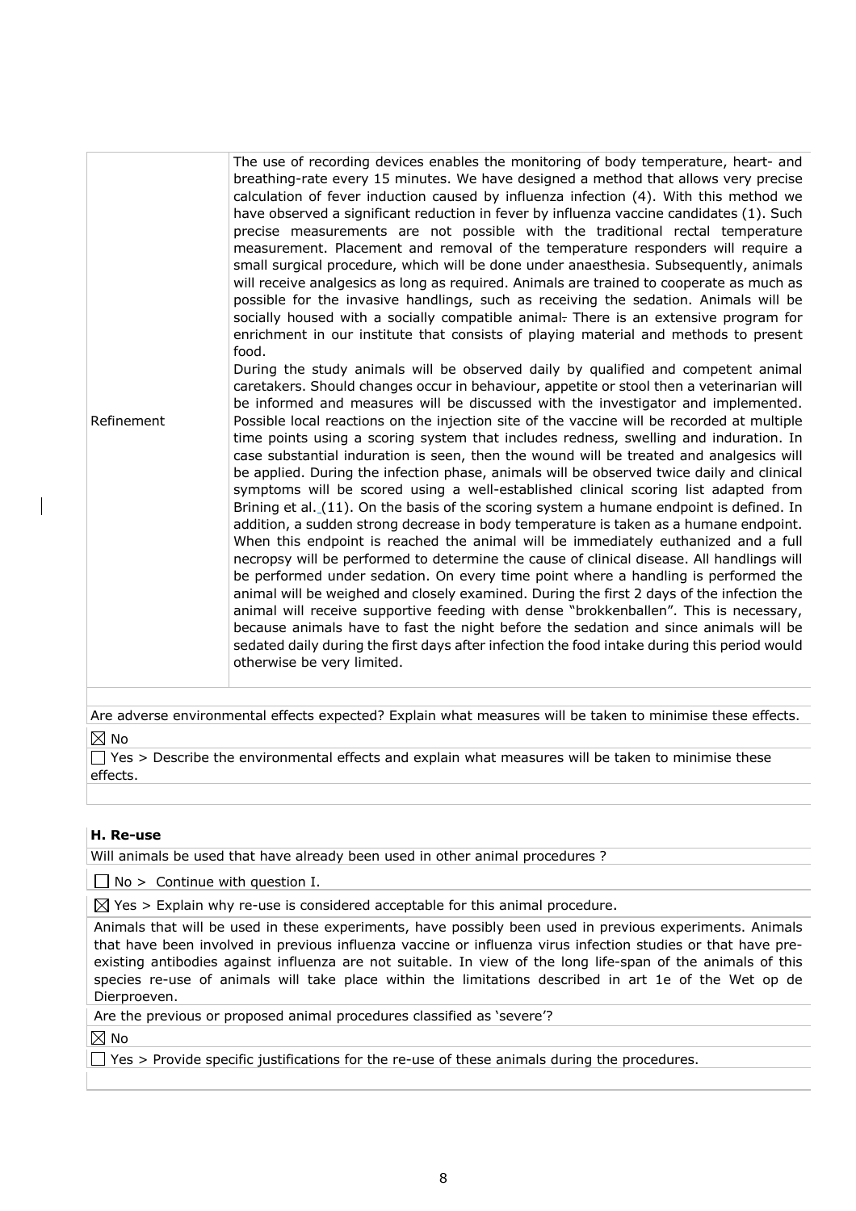| | |
|---|---|
| Refinement | The use of recording devices enables the monitoring of body temperature, heart- and breathing-rate every 15 minutes. We have designed a method that allows very precise calculation of fever induction caused by influenza infection (4). With this method we have observed a significant reduction in fever by influenza vaccine candidates (1). Such precise measurements are not possible with the traditional rectal temperature measurement. Placement and removal of the temperature responders will require a small surgical procedure, which will be done under anaesthesia. Subsequently, animals will receive analgesics as long as required. Animals are trained to cooperate as much as possible for the invasive handlings, such as receiving the sedation. Animals will be socially housed with a socially compatible animal. There is an extensive program for enrichment in our institute that consists of playing material and methods to present food.<br>During the study animals will be observed daily by qualified and competent animal caretakers. Should changes occur in behaviour, appetite or stool then a veterinarian will be informed and measures will be discussed with the investigator and implemented. Possible local reactions on the injection site of the vaccine will be recorded at multiple time points using a scoring system that includes redness, swelling and induration. In case substantial induration is seen, then the wound will be treated and analgesics will be applied. During the infection phase, animals will be observed twice daily and clinical symptoms will be scored using a well-established clinical scoring list adapted from Brining et al. (11). On the basis of the scoring system a humane endpoint is defined. In addition, a sudden strong decrease in body temperature is taken as a humane endpoint. When this endpoint is reached the animal will be immediately euthanized and a full necropsy will be performed to determine the cause of clinical disease. All handlings will be performed under sedation. On every time point where a handling is performed the animal will be weighed and closely examined. During the first 2 days of the infection the animal will receive supportive feeding with dense "brokkenballen". This is necessary, because animals have to fast the night before the sedation and since animals will be sedated daily during the first days after infection the food intake during this period would otherwise be very limited. |

Are adverse environmental effects expected? Explain what measures will be taken to minimise these effects.

☒ No

☐ Yes > Describe the environmental effects and explain what measures will be taken to minimise these effects.

### H. Re-use

Will animals be used that have already been used in other animal procedures ?

☐ No > Continue with question I.

☒ Yes > Explain why re-use is considered acceptable for this animal procedure.

Animals that will be used in these experiments, have possibly been used in previous experiments. Animals that have been involved in previous influenza vaccine or influenza virus infection studies or that have pre-existing antibodies against influenza are not suitable. In view of the long life-span of the animals of this species re-use of animals will take place within the limitations described in art 1e of the Wet op de Dierproeven.

Are the previous or proposed animal procedures classified as 'severe'?

☒ No

☐ Yes > Provide specific justifications for the re-use of these animals during the procedures.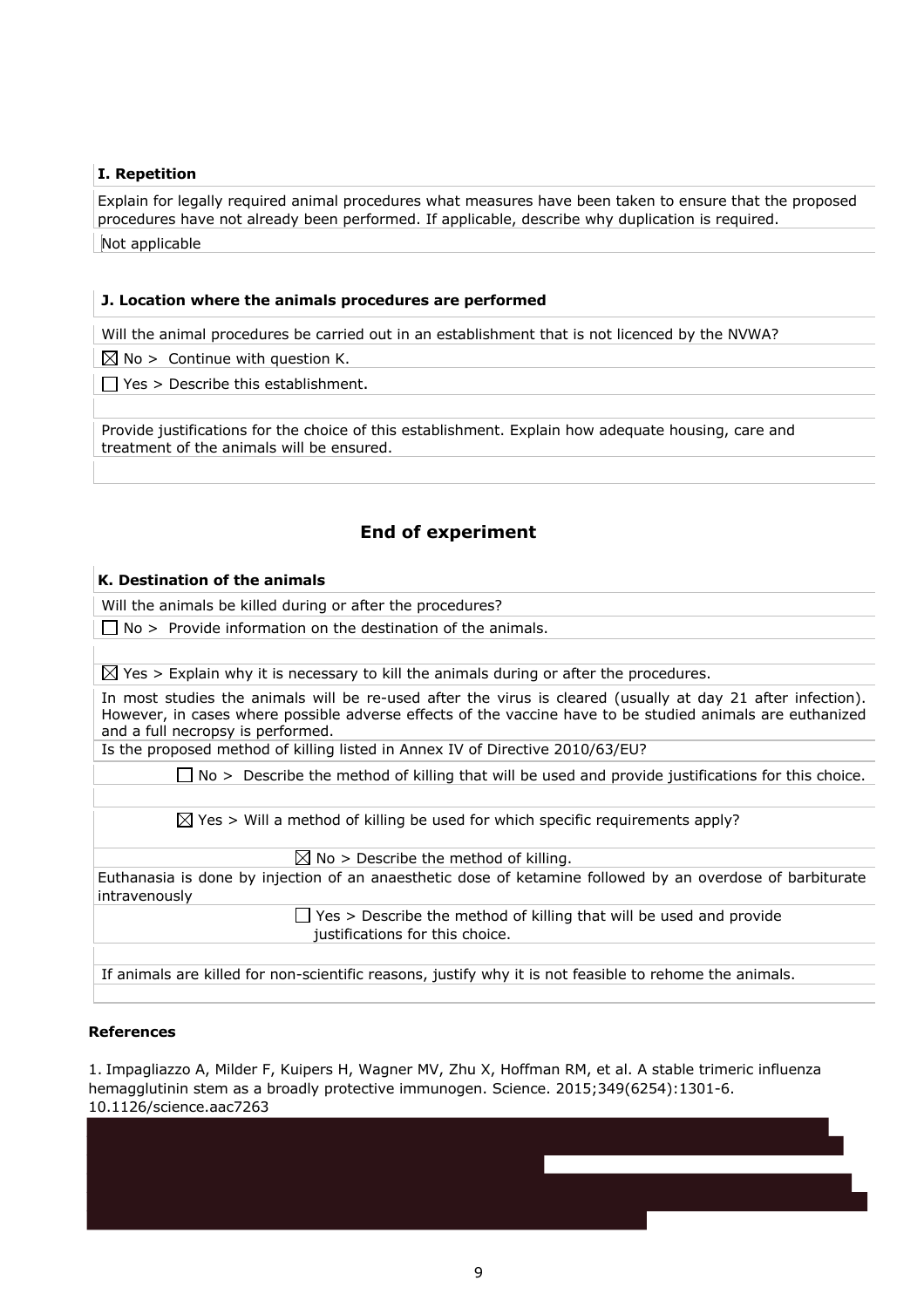**I. Repetition**

Explain for legally required animal procedures what measures have been taken to ensure that the proposed procedures have not already been performed. If applicable, describe why duplication is required.

Not applicable

**J. Location where the animals procedures are performed**

Will the animal procedures be carried out in an establishment that is not licenced by the NVWA?

☒ No > Continue with question K.

☐ Yes > Describe this establishment.

Provide justifications for the choice of this establishment. Explain how adequate housing, care and treatment of the animals will be ensured.

## End of experiment

**K. Destination of the animals**

Will the animals be killed during or after the procedures?

☐ No > Provide information on the destination of the animals.

☒ Yes > Explain why it is necessary to kill the animals during or after the procedures.

In most studies the animals will be re-used after the virus is cleared (usually at day 21 after infection). However, in cases where possible adverse effects of the vaccine have to be studied animals are euthanized and a full necropsy is performed.

Is the proposed method of killing listed in Annex IV of Directive 2010/63/EU?

☐ No > Describe the method of killing that will be used and provide justifications for this choice.

☒ Yes > Will a method of killing be used for which specific requirements apply?

☒ No > Describe the method of killing.

Euthanasia is done by injection of an anaesthetic dose of ketamine followed by an overdose of barbiturate intravenously

☐ Yes > Describe the method of killing that will be used and provide justifications for this choice.

If animals are killed for non-scientific reasons, justify why it is not feasible to rehome the animals.

**References**

1. Impagliazzo A, Milder F, Kuipers H, Wagner MV, Zhu X, Hoffman RM, et al. A stable trimeric influenza hemagglutinin stem as a broadly protective immunogen. Science. 2015;349(6254):1301-6. 10.1126/science.aac7263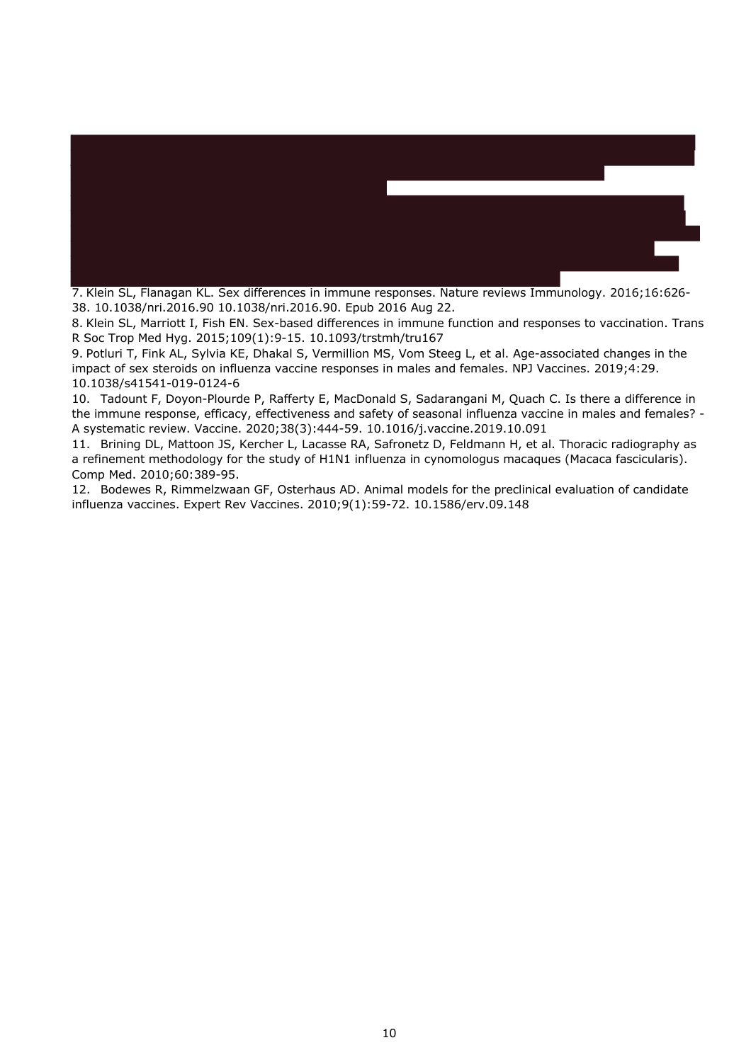7. Klein SL, Flanagan KL. Sex differences in immune responses. Nature reviews Immunology. 2016;16:626-38. 10.1038/nri.2016.90 10.1038/nri.2016.90. Epub 2016 Aug 22.

8. Klein SL, Marriott I, Fish EN. Sex-based differences in immune function and responses to vaccination. Trans R Soc Trop Med Hyg. 2015;109(1):9-15. 10.1093/trstmh/tru167

9. Potluri T, Fink AL, Sylvia KE, Dhakal S, Vermillion MS, Vom Steeg L, et al. Age-associated changes in the impact of sex steroids on influenza vaccine responses in males and females. NPJ Vaccines. 2019;4:29. 10.1038/s41541-019-0124-6

10. Tadount F, Doyon-Plourde P, Rafferty E, MacDonald S, Sadarangani M, Quach C. Is there a difference in the immune response, efficacy, effectiveness and safety of seasonal influenza vaccine in males and females? - A systematic review. Vaccine. 2020;38(3):444-59. 10.1016/j.vaccine.2019.10.091

11. Brining DL, Mattoon JS, Kercher L, Lacasse RA, Safronetz D, Feldmann H, et al. Thoracic radiography as a refinement methodology for the study of H1N1 influenza in cynomologus macaques (Macaca fascicularis). Comp Med. 2010;60:389-95.

12. Bodewes R, Rimmelzwaan GF, Osterhaus AD. Animal models for the preclinical evaluation of candidate influenza vaccines. Expert Rev Vaccines. 2010;9(1):59-72. 10.1586/erv.09.148